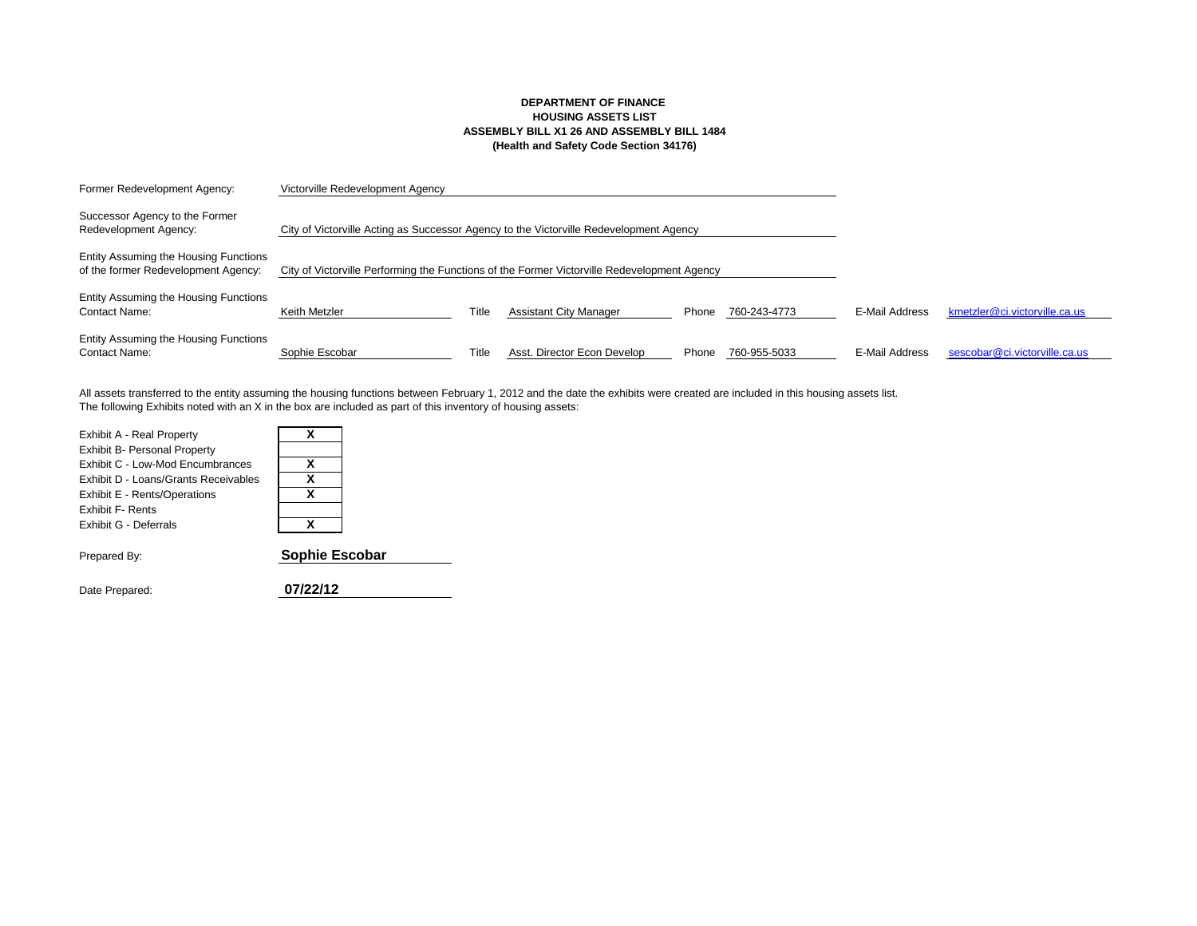**DEPARTMENT OF FINANCE**
**HOUSING ASSETS LIST**
**ASSEMBLY BILL X1 26 AND ASSEMBLY BILL 1484**
**(Health and Safety Code Section 34176)**

| | | | | | | | |
|---|---|---|---|---|---|---|---|
| Former Redevelopment Agency: | Victorville Redevelopment Agency | | | | | | |
| Successor Agency to the Former Redevelopment Agency: | City of Victorville Acting as Successor Agency to the Victorville Redevelopment Agency | | | | | | |
| Entity Assuming the Housing Functions of the former Redevelopment Agency: | City of Victorville Performing the Functions of the Former Victorville Redevelopment Agency | | | | | | |
| Entity Assuming the Housing Functions Contact Name: | Keith Metzler | Title | Assistant City Manager | Phone | 760-243-4773 | E-Mail Address | kmetzler@ci.victorville.ca.us |
| Entity Assuming the Housing Functions Contact Name: | Sophie Escobar | Title | Asst. Director Econ Develop | Phone | 760-955-5033 | E-Mail Address | sescobar@ci.victorville.ca.us |

All assets transferred to the entity assuming the housing functions between February 1, 2012 and the date the exhibits were created are included in this housing assets list.
The following Exhibits noted with an X in the box are included as part of this inventory of housing assets:

| Exhibit | Included |
|---|---|
| Exhibit A - Real Property | X |
| Exhibit B- Personal Property | |
| Exhibit C - Low-Mod Encumbrances | X |
| Exhibit D - Loans/Grants Receivables | X |
| Exhibit E - Rents/Operations | X |
| Exhibit F- Rents | |
| Exhibit G - Deferrals | X |

Prepared By: **Sophie Escobar**

Date Prepared: **07/22/12**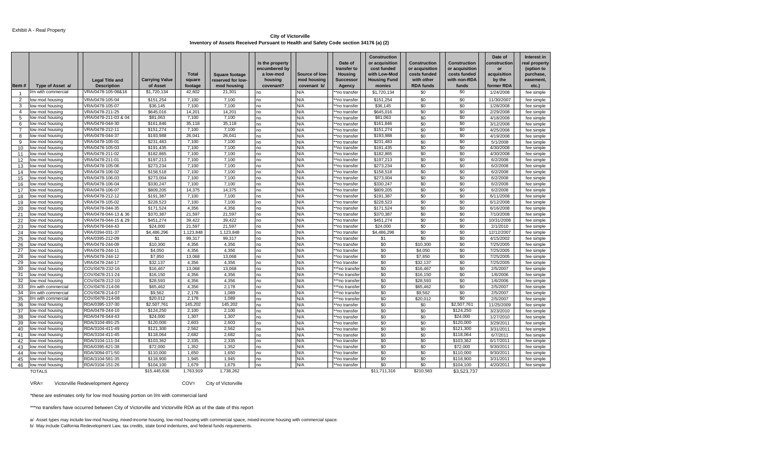Exhibit A - Real Property

**City of Victorville**
**Inventory of Assets Received Pursuant to Health and Safety Code section 34176 (a) (2)**

| Item # | Type of Asset a/ | Legal Title and Description | Carrying Value of Asset | Total square footage | Square footage reserved for low-mod housing | Is the property encumbered by a low-mod housing covenant? | Source of low-mod housing covenant b/ | Date of transfer to Housing Successor Agency | Construction or acquisition cost funded with Low-Mod Housing Fund monies | Construction or acquisition costs funded with other RDA funds | Construction or acquisition costs funded with non-RDA funds | Date of construction or acquisition by the former RDA | Interest in real property (option to purchase, easement, etc.) |
|---|---|---|---|---|---|---|---|---|---|---|---|---|---|
| 1 | l/m with commercial | VRA/0478-105-08&18 | $1,720,134 | 42,602 | 21,301 | no | N/A | **no transfer | $1,720,134 | $0 | $0 | 1/24/2008 | fee simple |
| 2 | low mod housing | VRA/0478-105-04 | $151,254 | 7,100 | 7,100 | no | N/A | **no transfer | $151,254 | $0 | $0 | 11/30/2007 | fee simple |
| 3 | low mod housing | VRA/0478-105-07 | $36,145 | 7,100 | 7,100 | no | N/A | **no transfer | $36,145 | $0 | $0 | 1/28/2008 | fee simple |
| 4 | low mod housing | VRA/0478-211-25 | $645,016 | 14,201 | 14,201 | no | N/A | **no transfer | $645,016 | $0 | $0 | 2/29/2008 | fee simple |
| 5 | low mod housing | VRA/0478-211-03 & 04 | $81,063 | 7,100 | 7,100 | no | N/A | **no transfer | $81,063 | $0 | $0 | 4/18/2008 | fee simple |
| 6 | low mod housing | VRA/0478-044-30 | $161,846 | 35,118 | 35,118 | no | N/A | **no transfer | $161,846 | $0 | $0 | 3/12/2008 | fee simple |
| 7 | low mod housing | VRA/0478-212-11 | $151,274 | 7,100 | 7,100 | no | N/A | **no transfer | $151,274 | $0 | $0 | 4/25/2008 | fee simple |
| 8 | low mod housing | VRA/0478-044-37 | $193,988 | 26,041 | 26,041 | no | N/A | **no transfer | $193,988 | $0 | $0 | 4/19/2008 | fee simple |
| 9 | low mod housing | VRA/0478-105-01 | $231,483 | 7,100 | 7,100 | no | N/A | **no transfer | $231,483 | $0 | $0 | 5/1/2008 | fee simple |
| 10 | low mod housing | VRA/0478-105-03 | $191,435 | 7,100 | 7,100 | no | N/A | **no transfer | $191,435 | $0 | $0 | 4/30/2008 | fee simple |
| 11 | low mod housing | VRA/0478-211-02 | $182,865 | 7,100 | 7,100 | no | N/A | **no transfer | $182,865 | $0 | $0 | 4/30/2008 | fee simple |
| 12 | low mod housing | VRA/0478-211-01 | $197,213 | 7,100 | 7,100 | no | N/A | **no transfer | $197,213 | $0 | $0 | 6/2/2008 | fee simple |
| 13 | low mod housing | VRA/0478-105-06 | $273,234 | 7,100 | 7,100 | no | N/A | **no transfer | $273,234 | $0 | $0 | 6/2/2008 | fee simple |
| 14 | low mod housing | VRA/0478-106-02 | $158,518 | 7,100 | 7,100 | no | N/A | **no transfer | $158,518 | $0 | $0 | 6/2/2008 | fee simple |
| 15 | low mod housing | VRA/0478-106-03 | $273,004 | 7,100 | 7,100 | no | N/A | **no transfer | $273,004 | $0 | $0 | 6/2/2008 | fee simple |
| 16 | low mod housing | VRA/0478-106-04 | $330,247 | 7,100 | 7,100 | no | N/A | **no transfer | $330,247 | $0 | $0 | 6/2/2008 | fee simple |
| 17 | low mod housing | VRA/0478-106-07 | $809,205 | 14,375 | 14,375 | no | N/A | **no transfer | $809,205 | $0 | $0 | 6/2/2008 | fee simple |
| 18 | low mod housing | VRA/0478-212-12 | $191,387 | 7,100 | 7,100 | no | N/A | **no transfer | $191,387 | $0 | $0 | 6/11/2008 | fee simple |
| 19 | low mod housing | VRA/0478-105-02 | $228,523 | 7,100 | 7,100 | no | N/A | **no transfer | $228,523 | $0 | $0 | 6/12/2008 | fee simple |
| 20 | low mod housing | VRA/0478-044-35 | $171,524 | 4,356 | 4,356 | no | N/A | **no transfer | $171,524 | $0 | $0 | 6/16/2008 | fee simple |
| 21 | low mod housing | VRA/0478-044-13 & 36 | $370,387 | 21,597 | 21,597 | no | N/A | **no transfer | $370,387 | $0 | $0 | 7/10/2008 | fee simple |
| 22 | low mod housing | VRA/0478-044-15 & 29 | $451,274 | 39,422 | 39,422 | no | N/A | **no transfer | $451,274 | $0 | $0 | 10/31/2008 | fee simple |
| 23 | low mod housing | VRA/0478-044-43 | $24,000 | 21,597 | 21,597 | no | N/A | **no transfer | $24,000 | $0 | $0 | 2/1/2010 | fee simple |
| 24 | low mod housing | VRA/0394-031-37 | $4,486,296 | 1,123,848 | 1,123,848 | no | N/A | **no transfer | $4,486,296 | $0 | $0 | 12/12/2007 | fee simple |
| 25 | low mod housing | VRA/0395-212-09 | $1 | 99,317 | 99,317 | no | N/A | **no transfer | $1 | $0 | $0 | 4/15/2002 | fee simple |
| 26 | low mod housing | VRA/0478-244-09 | $10,300 | 4,356 | 4,356 | no | N/A | **no transfer | $0 | $10,300 | $0 | 7/25/2005 | fee simple |
| 27 | low mod housing | VRA/0478-244-11 | $4,050 | 4,356 | 4,356 | no | N/A | **no transfer | $0 | $4,050 | $0 | 7/25/2005 | fee simple |
| 28 | low mod housing | VRA/0478-244-12 | $7,850 | 13,068 | 13,068 | no | N/A | **no transfer | $0 | $7,850 | $0 | 7/25/2005 | fee simple |
| 29 | low mod housing | VRA/0478-244-17 | $32,137 | 4,356 | 4,356 | no | N/A | **no transfer | $0 | $32,137 | $0 | 7/25/2005 | fee simple |
| 30 | low mod housing | COV/0478-232-16 | $16,467 | 13,068 | 13,068 | no | N/A | ***no transfer | $0 | $16,467 | $0 | 2/5/2007 | fee simple |
| 31 | low mod housing | COV/0478-211-24 | $16,150 | 4,356 | 4,356 | no | N/A | ***no transfer | $0 | $16,150 | $0 | 1/6/2006 | fee simple |
| 32 | low mod housing | COV/0478-212-10 | $28,593 | 4,356 | 4,356 | no | N/A | ***no transfer | $0 | $28,593 | $0 | 1/6/2006 | fee simple |
| 33 | l/m with commercial | COV/0478-214-06 | $65,462 | 4,356 | 2,178 | no | N/A | ***no transfer | $0 | $65,462 | $0 | 2/5/2007 | fee simple |
| 34 | l/m with commercial | COV/0478-214-07 | $9,562 | 2,178 | 1,089 | no | N/A | ***no transfer | $0 | $9,562 | $0 | 2/5/2007 | fee simple |
| 35 | l/m with commercial | COV/0478-214-08 | $20,012 | 2,178 | 1,089 | no | N/A | ***no transfer | $0 | $20,012 | $0 | 2/5/2007 | fee simple |
| 36 | low mod housing | RDA/0395-137-30 | $2,507,761 | 145,202 | 145,202 | no | N/A | **no transfer | $0 | $0 | $2,507,761 | 11/25/2009 | fee simple |
| 37 | low mod housing | RDA/0478-244-10 | $124,250 | 2,100 | 2,100 | no | N/A | **no transfer | $0 | $0 | $124,250 | 3/23/2010 | fee simple |
| 38 | low mod housing | RDA/0478-044-43 | $24,000 | 1,307 | 1,307 | no | N/A | **no transfer | $0 | $0 | $24,000 | 1/27/2010 | fee simple |
| 39 | low mod housing | RDA/3104-491-25 | $120,000 | 2,603 | 2,603 | no | N/A | **no transfer | $0 | $0 | $120,000 | 3/29/2011 | fee simple |
| 40 | low mod housing | RDA/3104-411-49 | $121,300 | 2,562 | 2,562 | no | N/A | **no transfer | $0 | $0 | $121,300 | 3/31/2011 | fee simple |
| 41 | low mod housing | RDA/3104-411-45 | $118,064 | 2,682 | 2,682 | no | N/A | **no transfer | $0 | $0 | $118,064 | 6/7/2011 | fee simple |
| 42 | low mod housing | RDA/3104-111-34 | $103,362 | 2,335 | 2,335 | no | N/A | **no transfer | $0 | $0 | $103,362 | 6/17/2011 | fee simple |
| 43 | low mod housing | RDA/0395-621-38 | $72,000 | 1,352 | 1,352 | no | N/A | **no transfer | $0 | $0 | $72,000 | 9/30/2011 | fee simple |
| 44 | low mod housing | RDA/3094-071-50 | $110,000 | 1,650 | 1,650 | no | N/A | **no transfer | $0 | $0 | $110,000 | 9/30/2011 | fee simple |
| 45 | low mod housing | RDA/3104-581-35 | $118,900 | 1,945 | 1,945 | no | N/A | **no transfer | $0 | $0 | $118,900 | 3/31/2011 | fee simple |
| 46 | low mod housing | RDA/3104-151-26 | $104,100 | 1,679 | 1,679 | no | N/A | **no transfer | $0 | $0 | $104,100 | 4/20/2011 | fee simple |
| | TOTALS | | $15,445,636 | 1,763,919 | 1,738,262 | | | | $11,711,316 | $210,583 | $3,523,737 | | |

VRA= Victorville Redevelopment Agency    COV= City of Victorville

*these are estimates only for low mod housing portion on l/m with commercial land

***no transfers have occurred between City of Victorville and Victorville RDA as of the date of this report

a/ Asset types may include low-mod housing, mixed-income housing, low-mod housing with commercial space, mixed-income housing with commercial space.

b/ May include California Redevelopment Law, tax credits, state bond indentures, and federal funds requirements.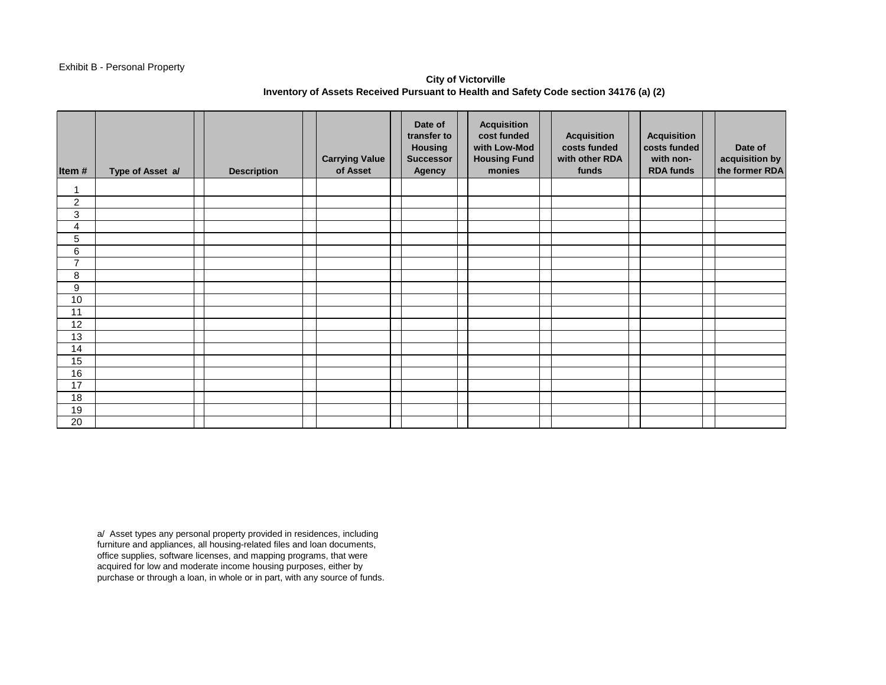Exhibit B - Personal Property

**City of Victorville**
**Inventory of Assets Received Pursuant to Health and Safety Code section 34176 (a) (2)**

| Item # | Type of Asset a/ | Description | Carrying Value of Asset | Date of transfer to Housing Successor Agency | Acquisition cost funded with Low-Mod Housing Fund monies | Acquisition costs funded with other RDA funds | Acquisition costs funded with non-RDA funds | Date of acquisition by the former RDA |
|---|---|---|---|---|---|---|---|---|
| 1 | | | | | | | | |
| 2 | | | | | | | | |
| 3 | | | | | | | | |
| 4 | | | | | | | | |
| 5 | | | | | | | | |
| 6 | | | | | | | | |
| 7 | | | | | | | | |
| 8 | | | | | | | | |
| 9 | | | | | | | | |
| 10 | | | | | | | | |
| 11 | | | | | | | | |
| 12 | | | | | | | | |
| 13 | | | | | | | | |
| 14 | | | | | | | | |
| 15 | | | | | | | | |
| 16 | | | | | | | | |
| 17 | | | | | | | | |
| 18 | | | | | | | | |
| 19 | | | | | | | | |
| 20 | | | | | | | | |

a/ Asset types any personal property provided in residences, including furniture and appliances, all housing-related files and loan documents, office supplies, software licenses, and mapping programs, that were acquired for low and moderate income housing purposes, either by purchase or through a loan, in whole or in part, with any source of funds.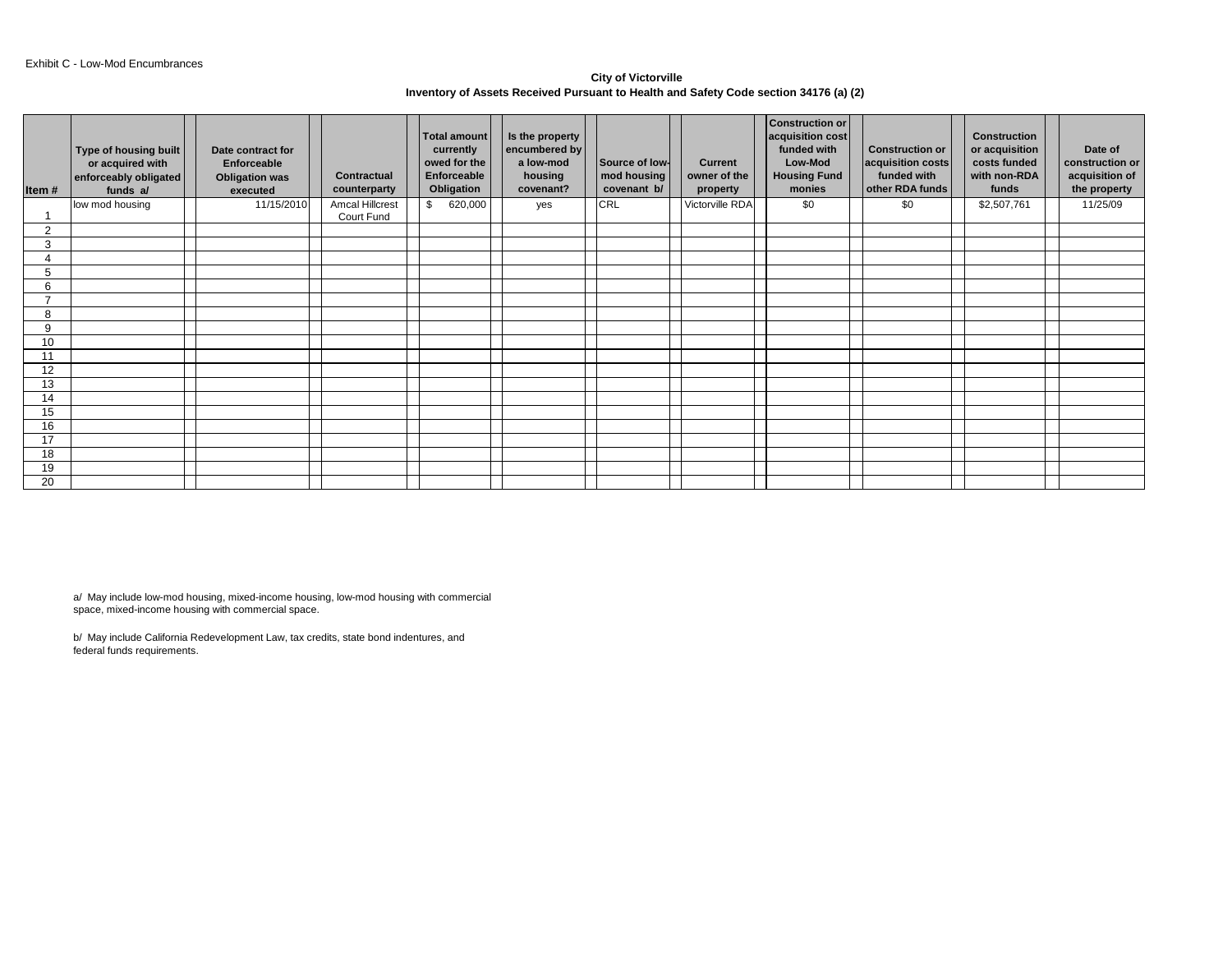Exhibit C - Low-Mod Encumbrances

**City of Victorville**
**Inventory of Assets Received Pursuant to Health and Safety Code section 34176 (a) (2)**

| Item # | Type of housing built or acquired with enforceably obligated funds a/ | Date contract for Enforceable Obligation was executed | Contractual counterparty | Total amount currently owed for the Enforceable Obligation | Is the property encumbered by a low-mod housing covenant? | Source of low-mod housing covenant b/ | Current owner of the property | Construction or acquisition cost funded with Low-Mod Housing Fund monies | Construction or acquisition costs funded with other RDA funds | Construction or acquisition costs funded with non-RDA funds | Date of construction or acquisition of the property |
|---|---|---|---|---|---|---|---|---|---|---|---|
| 1 | low mod housing | 11/15/2010 | Amcal Hillcrest Court Fund | $ 620,000 | yes | CRL | Victorville RDA | $0 | $0 | $2,507,761 | 11/25/09 |
| 2 | | | | | | | | | | | |
| 3 | | | | | | | | | | | |
| 4 | | | | | | | | | | | |
| 5 | | | | | | | | | | | |
| 6 | | | | | | | | | | | |
| 7 | | | | | | | | | | | |
| 8 | | | | | | | | | | | |
| 9 | | | | | | | | | | | |
| 10 | | | | | | | | | | | |
| 11 | | | | | | | | | | | |
| 12 | | | | | | | | | | | |
| 13 | | | | | | | | | | | |
| 14 | | | | | | | | | | | |
| 15 | | | | | | | | | | | |
| 16 | | | | | | | | | | | |
| 17 | | | | | | | | | | | |
| 18 | | | | | | | | | | | |
| 19 | | | | | | | | | | | |
| 20 | | | | | | | | | | | |

a/ May include low-mod housing, mixed-income housing, low-mod housing with commercial space, mixed-income housing with commercial space.

b/ May include California Redevelopment Law, tax credits, state bond indentures, and federal funds requirements.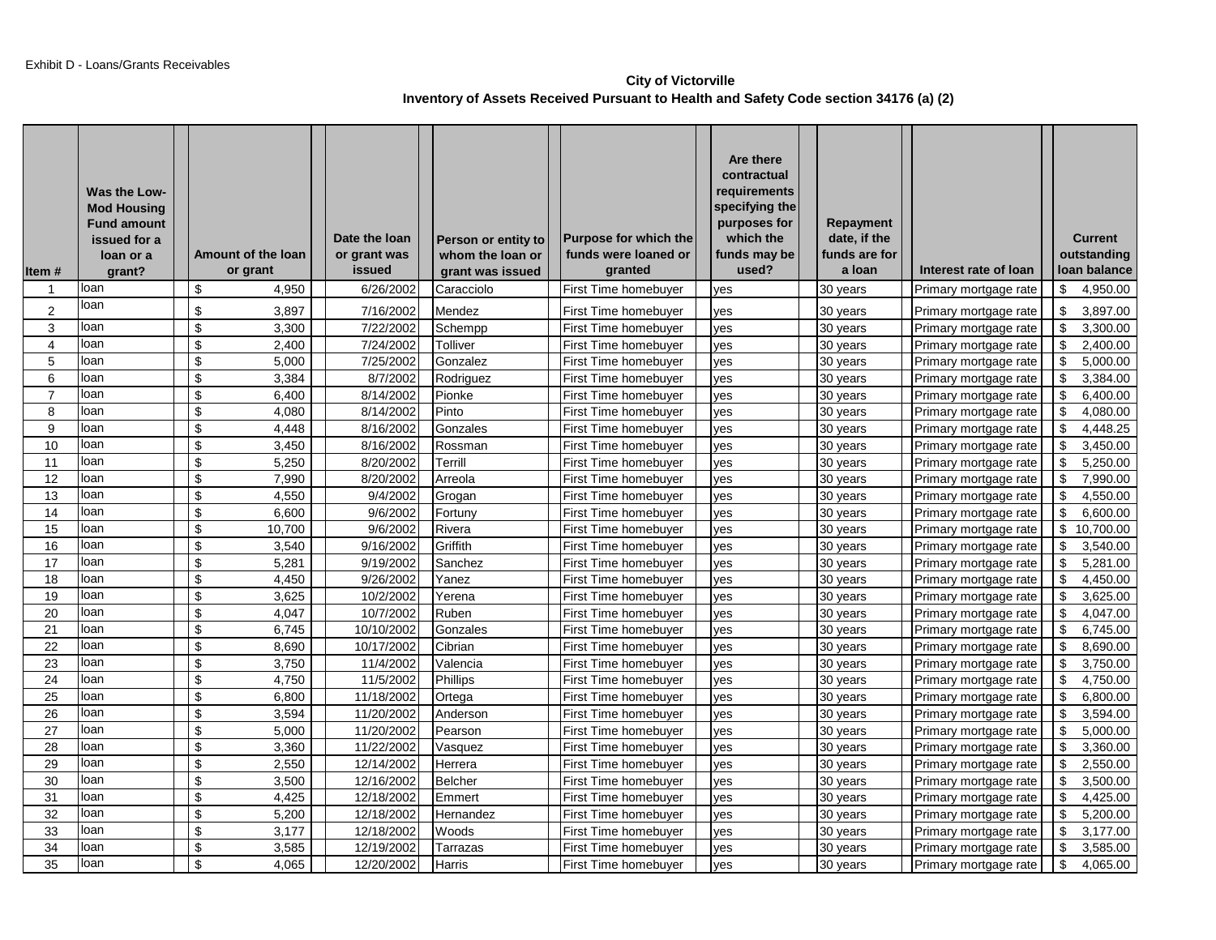Exhibit D - Loans/Grants Receivables

**City of Victorville**

**Inventory of Assets Received Pursuant to Health and Safety Code section 34176 (a) (2)**

| Item # | Was the Low-Mod Housing Fund amount issued for a loan or a grant? | Amount of the loan or grant | Date the loan or grant was issued | Person or entity to whom the loan or grant was issued | Purpose for which the funds were loaned or granted | Are there contractual requirements specifying the purposes for which the funds may be used? | Repayment date, if the funds are for a loan | Interest rate of loan | Current outstanding loan balance |
|---|---|---|---|---|---|---|---|---|---|
| 1 | loan | $ 4,950 | 6/26/2002 | Caracciolo | First Time homebuyer | yes | 30 years | Primary mortgage rate | $ 4,950.00 |
| 2 | loan | $ 3,897 | 7/16/2002 | Mendez | First Time homebuyer | yes | 30 years | Primary mortgage rate | $ 3,897.00 |
| 3 | loan | $ 3,300 | 7/22/2002 | Schempp | First Time homebuyer | yes | 30 years | Primary mortgage rate | $ 3,300.00 |
| 4 | loan | $ 2,400 | 7/24/2002 | Tolliver | First Time homebuyer | yes | 30 years | Primary mortgage rate | $ 2,400.00 |
| 5 | loan | $ 5,000 | 7/25/2002 | Gonzalez | First Time homebuyer | yes | 30 years | Primary mortgage rate | $ 5,000.00 |
| 6 | loan | $ 3,384 | 8/7/2002 | Rodriguez | First Time homebuyer | yes | 30 years | Primary mortgage rate | $ 3,384.00 |
| 7 | loan | $ 6,400 | 8/14/2002 | Pionke | First Time homebuyer | yes | 30 years | Primary mortgage rate | $ 6,400.00 |
| 8 | loan | $ 4,080 | 8/14/2002 | Pinto | First Time homebuyer | yes | 30 years | Primary mortgage rate | $ 4,080.00 |
| 9 | loan | $ 4,448 | 8/16/2002 | Gonzales | First Time homebuyer | yes | 30 years | Primary mortgage rate | $ 4,448.25 |
| 10 | loan | $ 3,450 | 8/16/2002 | Rossman | First Time homebuyer | yes | 30 years | Primary mortgage rate | $ 3,450.00 |
| 11 | loan | $ 5,250 | 8/20/2002 | Terrill | First Time homebuyer | yes | 30 years | Primary mortgage rate | $ 5,250.00 |
| 12 | loan | $ 7,990 | 8/20/2002 | Arreola | First Time homebuyer | yes | 30 years | Primary mortgage rate | $ 7,990.00 |
| 13 | loan | $ 4,550 | 9/4/2002 | Grogan | First Time homebuyer | yes | 30 years | Primary mortgage rate | $ 4,550.00 |
| 14 | loan | $ 6,600 | 9/6/2002 | Fortuny | First Time homebuyer | yes | 30 years | Primary mortgage rate | $ 6,600.00 |
| 15 | loan | $ 10,700 | 9/6/2002 | Rivera | First Time homebuyer | yes | 30 years | Primary mortgage rate | $ 10,700.00 |
| 16 | loan | $ 3,540 | 9/16/2002 | Griffith | First Time homebuyer | yes | 30 years | Primary mortgage rate | $ 3,540.00 |
| 17 | loan | $ 5,281 | 9/19/2002 | Sanchez | First Time homebuyer | yes | 30 years | Primary mortgage rate | $ 5,281.00 |
| 18 | loan | $ 4,450 | 9/26/2002 | Yanez | First Time homebuyer | yes | 30 years | Primary mortgage rate | $ 4,450.00 |
| 19 | loan | $ 3,625 | 10/2/2002 | Yerena | First Time homebuyer | yes | 30 years | Primary mortgage rate | $ 3,625.00 |
| 20 | loan | $ 4,047 | 10/7/2002 | Ruben | First Time homebuyer | yes | 30 years | Primary mortgage rate | $ 4,047.00 |
| 21 | loan | $ 6,745 | 10/10/2002 | Gonzales | First Time homebuyer | yes | 30 years | Primary mortgage rate | $ 6,745.00 |
| 22 | loan | $ 8,690 | 10/17/2002 | Cibrian | First Time homebuyer | yes | 30 years | Primary mortgage rate | $ 8,690.00 |
| 23 | loan | $ 3,750 | 11/4/2002 | Valencia | First Time homebuyer | yes | 30 years | Primary mortgage rate | $ 3,750.00 |
| 24 | loan | $ 4,750 | 11/5/2002 | Phillips | First Time homebuyer | yes | 30 years | Primary mortgage rate | $ 4,750.00 |
| 25 | loan | $ 6,800 | 11/18/2002 | Ortega | First Time homebuyer | yes | 30 years | Primary mortgage rate | $ 6,800.00 |
| 26 | loan | $ 3,594 | 11/20/2002 | Anderson | First Time homebuyer | yes | 30 years | Primary mortgage rate | $ 3,594.00 |
| 27 | loan | $ 5,000 | 11/20/2002 | Pearson | First Time homebuyer | yes | 30 years | Primary mortgage rate | $ 5,000.00 |
| 28 | loan | $ 3,360 | 11/22/2002 | Vasquez | First Time homebuyer | yes | 30 years | Primary mortgage rate | $ 3,360.00 |
| 29 | loan | $ 2,550 | 12/14/2002 | Herrera | First Time homebuyer | yes | 30 years | Primary mortgage rate | $ 2,550.00 |
| 30 | loan | $ 3,500 | 12/16/2002 | Belcher | First Time homebuyer | yes | 30 years | Primary mortgage rate | $ 3,500.00 |
| 31 | loan | $ 4,425 | 12/18/2002 | Emmert | First Time homebuyer | yes | 30 years | Primary mortgage rate | $ 4,425.00 |
| 32 | loan | $ 5,200 | 12/18/2002 | Hernandez | First Time homebuyer | yes | 30 years | Primary mortgage rate | $ 5,200.00 |
| 33 | loan | $ 3,177 | 12/18/2002 | Woods | First Time homebuyer | yes | 30 years | Primary mortgage rate | $ 3,177.00 |
| 34 | loan | $ 3,585 | 12/19/2002 | Tarrazas | First Time homebuyer | yes | 30 years | Primary mortgage rate | $ 3,585.00 |
| 35 | loan | $ 4,065 | 12/20/2002 | Harris | First Time homebuyer | yes | 30 years | Primary mortgage rate | $ 4,065.00 |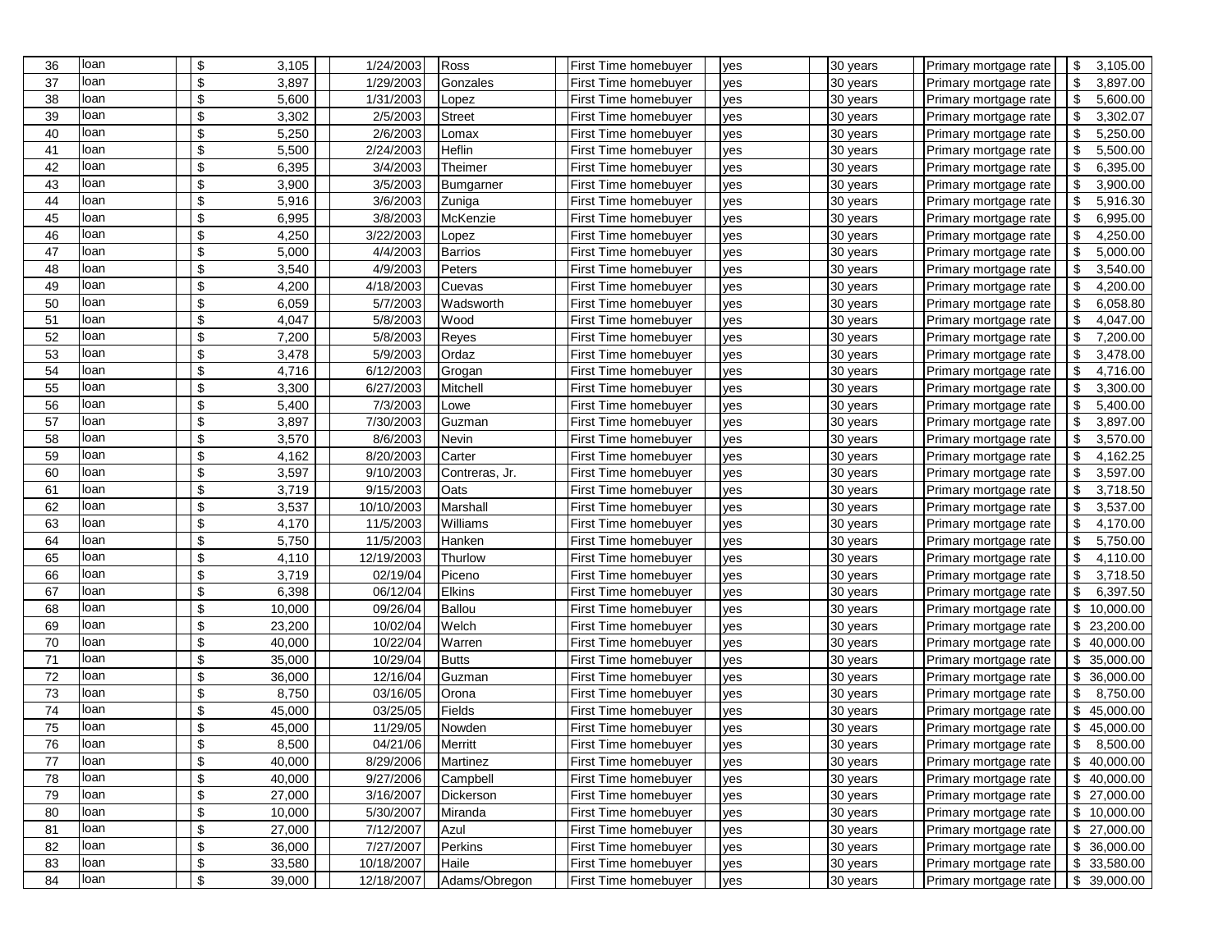| 36 | loan | $ | 3,105 | 1/24/2003 | Ross | First Time homebuyer | yes | 30 years | Primary mortgage rate | $ 3,105.00 |
|---|---|---|---|---|---|---|---|---|---|---|
| 37 | loan | $ | 3,897 | 1/29/2003 | Gonzales | First Time homebuyer | yes | 30 years | Primary mortgage rate | $ 3,897.00 |
| 38 | loan | $ | 5,600 | 1/31/2003 | Lopez | First Time homebuyer | yes | 30 years | Primary mortgage rate | $ 5,600.00 |
| 39 | loan | $ | 3,302 | 2/5/2003 | Street | First Time homebuyer | yes | 30 years | Primary mortgage rate | $ 3,302.07 |
| 40 | loan | $ | 5,250 | 2/6/2003 | Lomax | First Time homebuyer | yes | 30 years | Primary mortgage rate | $ 5,250.00 |
| 41 | loan | $ | 5,500 | 2/24/2003 | Heflin | First Time homebuyer | yes | 30 years | Primary mortgage rate | $ 5,500.00 |
| 42 | loan | $ | 6,395 | 3/4/2003 | Theimer | First Time homebuyer | yes | 30 years | Primary mortgage rate | $ 6,395.00 |
| 43 | loan | $ | 3,900 | 3/5/2003 | Bumgarner | First Time homebuyer | yes | 30 years | Primary mortgage rate | $ 3,900.00 |
| 44 | loan | $ | 5,916 | 3/6/2003 | Zuniga | First Time homebuyer | yes | 30 years | Primary mortgage rate | $ 5,916.30 |
| 45 | loan | $ | 6,995 | 3/8/2003 | McKenzie | First Time homebuyer | yes | 30 years | Primary mortgage rate | $ 6,995.00 |
| 46 | loan | $ | 4,250 | 3/22/2003 | Lopez | First Time homebuyer | yes | 30 years | Primary mortgage rate | $ 4,250.00 |
| 47 | loan | $ | 5,000 | 4/4/2003 | Barrios | First Time homebuyer | yes | 30 years | Primary mortgage rate | $ 5,000.00 |
| 48 | loan | $ | 3,540 | 4/9/2003 | Peters | First Time homebuyer | yes | 30 years | Primary mortgage rate | $ 3,540.00 |
| 49 | loan | $ | 4,200 | 4/18/2003 | Cuevas | First Time homebuyer | yes | 30 years | Primary mortgage rate | $ 4,200.00 |
| 50 | loan | $ | 6,059 | 5/7/2003 | Wadsworth | First Time homebuyer | yes | 30 years | Primary mortgage rate | $ 6,058.80 |
| 51 | loan | $ | 4,047 | 5/8/2003 | Wood | First Time homebuyer | yes | 30 years | Primary mortgage rate | $ 4,047.00 |
| 52 | loan | $ | 7,200 | 5/8/2003 | Reyes | First Time homebuyer | yes | 30 years | Primary mortgage rate | $ 7,200.00 |
| 53 | loan | $ | 3,478 | 5/9/2003 | Ordaz | First Time homebuyer | yes | 30 years | Primary mortgage rate | $ 3,478.00 |
| 54 | loan | $ | 4,716 | 6/12/2003 | Grogan | First Time homebuyer | yes | 30 years | Primary mortgage rate | $ 4,716.00 |
| 55 | loan | $ | 3,300 | 6/27/2003 | Mitchell | First Time homebuyer | yes | 30 years | Primary mortgage rate | $ 3,300.00 |
| 56 | loan | $ | 5,400 | 7/3/2003 | Lowe | First Time homebuyer | yes | 30 years | Primary mortgage rate | $ 5,400.00 |
| 57 | loan | $ | 3,897 | 7/30/2003 | Guzman | First Time homebuyer | yes | 30 years | Primary mortgage rate | $ 3,897.00 |
| 58 | loan | $ | 3,570 | 8/6/2003 | Nevin | First Time homebuyer | yes | 30 years | Primary mortgage rate | $ 3,570.00 |
| 59 | loan | $ | 4,162 | 8/20/2003 | Carter | First Time homebuyer | yes | 30 years | Primary mortgage rate | $ 4,162.25 |
| 60 | loan | $ | 3,597 | 9/10/2003 | Contreras, Jr. | First Time homebuyer | yes | 30 years | Primary mortgage rate | $ 3,597.00 |
| 61 | loan | $ | 3,719 | 9/15/2003 | Oats | First Time homebuyer | yes | 30 years | Primary mortgage rate | $ 3,718.50 |
| 62 | loan | $ | 3,537 | 10/10/2003 | Marshall | First Time homebuyer | yes | 30 years | Primary mortgage rate | $ 3,537.00 |
| 63 | loan | $ | 4,170 | 11/5/2003 | Williams | First Time homebuyer | yes | 30 years | Primary mortgage rate | $ 4,170.00 |
| 64 | loan | $ | 5,750 | 11/5/2003 | Hanken | First Time homebuyer | yes | 30 years | Primary mortgage rate | $ 5,750.00 |
| 65 | loan | $ | 4,110 | 12/19/2003 | Thurlow | First Time homebuyer | yes | 30 years | Primary mortgage rate | $ 4,110.00 |
| 66 | loan | $ | 3,719 | 02/19/04 | Piceno | First Time homebuyer | yes | 30 years | Primary mortgage rate | $ 3,718.50 |
| 67 | loan | $ | 6,398 | 06/12/04 | Elkins | First Time homebuyer | yes | 30 years | Primary mortgage rate | $ 6,397.50 |
| 68 | loan | $ | 10,000 | 09/26/04 | Ballou | First Time homebuyer | yes | 30 years | Primary mortgage rate | $ 10,000.00 |
| 69 | loan | $ | 23,200 | 10/02/04 | Welch | First Time homebuyer | yes | 30 years | Primary mortgage rate | $ 23,200.00 |
| 70 | loan | $ | 40,000 | 10/22/04 | Warren | First Time homebuyer | yes | 30 years | Primary mortgage rate | $ 40,000.00 |
| 71 | loan | $ | 35,000 | 10/29/04 | Butts | First Time homebuyer | yes | 30 years | Primary mortgage rate | $ 35,000.00 |
| 72 | loan | $ | 36,000 | 12/16/04 | Guzman | First Time homebuyer | yes | 30 years | Primary mortgage rate | $ 36,000.00 |
| 73 | loan | $ | 8,750 | 03/16/05 | Orona | First Time homebuyer | yes | 30 years | Primary mortgage rate | $ 8,750.00 |
| 74 | loan | $ | 45,000 | 03/25/05 | Fields | First Time homebuyer | yes | 30 years | Primary mortgage rate | $ 45,000.00 |
| 75 | loan | $ | 45,000 | 11/29/05 | Nowden | First Time homebuyer | yes | 30 years | Primary mortgage rate | $ 45,000.00 |
| 76 | loan | $ | 8,500 | 04/21/06 | Merritt | First Time homebuyer | yes | 30 years | Primary mortgage rate | $ 8,500.00 |
| 77 | loan | $ | 40,000 | 8/29/2006 | Martinez | First Time homebuyer | yes | 30 years | Primary mortgage rate | $ 40,000.00 |
| 78 | loan | $ | 40,000 | 9/27/2006 | Campbell | First Time homebuyer | yes | 30 years | Primary mortgage rate | $ 40,000.00 |
| 79 | loan | $ | 27,000 | 3/16/2007 | Dickerson | First Time homebuyer | yes | 30 years | Primary mortgage rate | $ 27,000.00 |
| 80 | loan | $ | 10,000 | 5/30/2007 | Miranda | First Time homebuyer | yes | 30 years | Primary mortgage rate | $ 10,000.00 |
| 81 | loan | $ | 27,000 | 7/12/2007 | Azul | First Time homebuyer | yes | 30 years | Primary mortgage rate | $ 27,000.00 |
| 82 | loan | $ | 36,000 | 7/27/2007 | Perkins | First Time homebuyer | yes | 30 years | Primary mortgage rate | $ 36,000.00 |
| 83 | loan | $ | 33,580 | 10/18/2007 | Haile | First Time homebuyer | yes | 30 years | Primary mortgage rate | $ 33,580.00 |
| 84 | loan | $ | 39,000 | 12/18/2007 | Adams/Obregon | First Time homebuyer | yes | 30 years | Primary mortgage rate | $ 39,000.00 |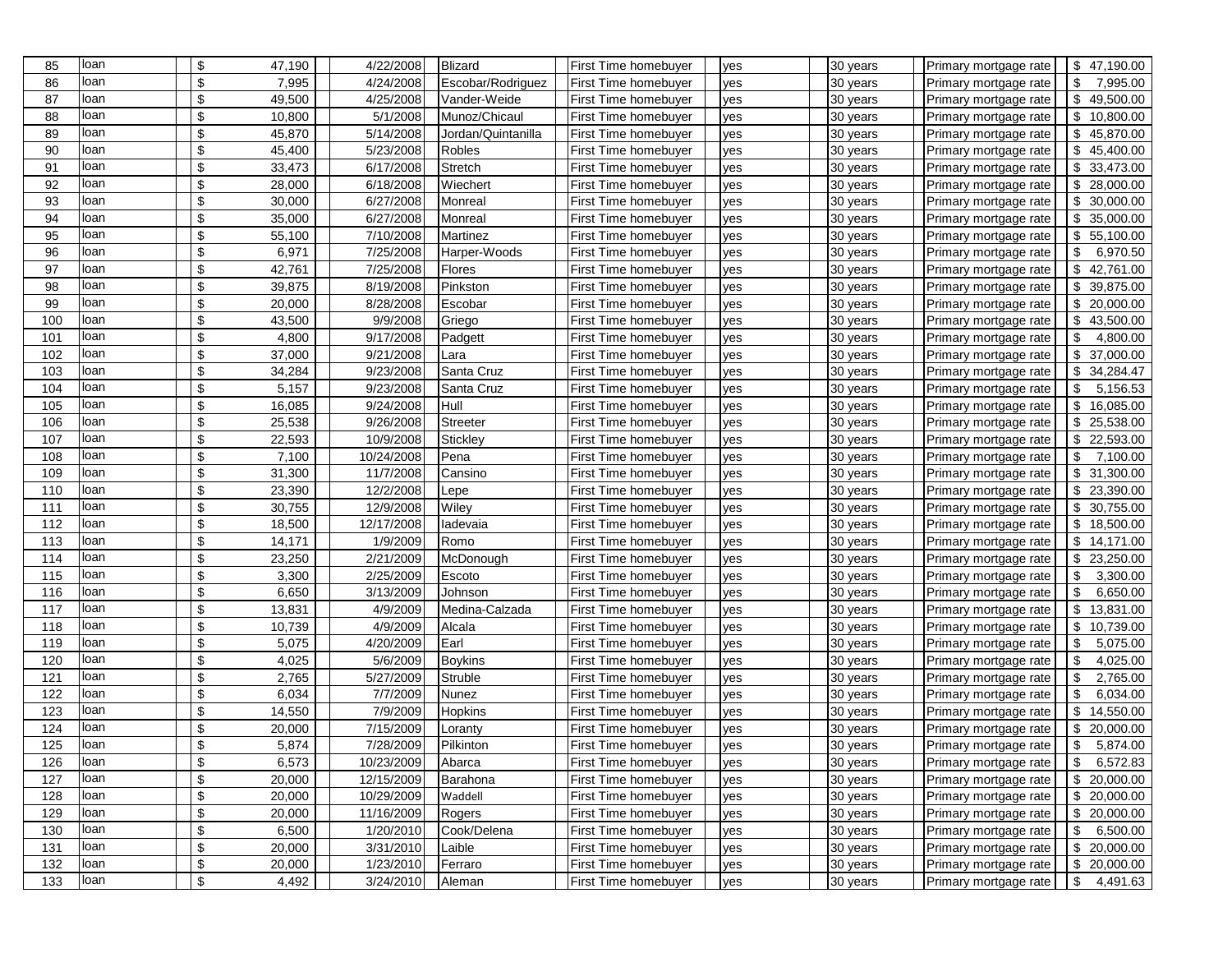| 85 | loan | $ | 47,190 | 4/22/2008 | Blizard | First Time homebuyer | yes | 30 years | Primary mortgage rate | $ 47,190.00 |
|---|---|---|---|---|---|---|---|---|---|---|
| 86 | loan | $ | 7,995 | 4/24/2008 | Escobar/Rodriguez | First Time homebuyer | yes | 30 years | Primary mortgage rate | $ 7,995.00 |
| 87 | loan | $ | 49,500 | 4/25/2008 | Vander-Weide | First Time homebuyer | yes | 30 years | Primary mortgage rate | $ 49,500.00 |
| 88 | loan | $ | 10,800 | 5/1/2008 | Munoz/Chicaul | First Time homebuyer | yes | 30 years | Primary mortgage rate | $ 10,800.00 |
| 89 | loan | $ | 45,870 | 5/14/2008 | Jordan/Quintanilla | First Time homebuyer | yes | 30 years | Primary mortgage rate | $ 45,870.00 |
| 90 | loan | $ | 45,400 | 5/23/2008 | Robles | First Time homebuyer | yes | 30 years | Primary mortgage rate | $ 45,400.00 |
| 91 | loan | $ | 33,473 | 6/17/2008 | Stretch | First Time homebuyer | yes | 30 years | Primary mortgage rate | $ 33,473.00 |
| 92 | loan | $ | 28,000 | 6/18/2008 | Wiechert | First Time homebuyer | yes | 30 years | Primary mortgage rate | $ 28,000.00 |
| 93 | loan | $ | 30,000 | 6/27/2008 | Monreal | First Time homebuyer | yes | 30 years | Primary mortgage rate | $ 30,000.00 |
| 94 | loan | $ | 35,000 | 6/27/2008 | Monreal | First Time homebuyer | yes | 30 years | Primary mortgage rate | $ 35,000.00 |
| 95 | loan | $ | 55,100 | 7/10/2008 | Martinez | First Time homebuyer | yes | 30 years | Primary mortgage rate | $ 55,100.00 |
| 96 | loan | $ | 6,971 | 7/25/2008 | Harper-Woods | First Time homebuyer | yes | 30 years | Primary mortgage rate | $ 6,970.50 |
| 97 | loan | $ | 42,761 | 7/25/2008 | Flores | First Time homebuyer | yes | 30 years | Primary mortgage rate | $ 42,761.00 |
| 98 | loan | $ | 39,875 | 8/19/2008 | Pinkston | First Time homebuyer | yes | 30 years | Primary mortgage rate | $ 39,875.00 |
| 99 | loan | $ | 20,000 | 8/28/2008 | Escobar | First Time homebuyer | yes | 30 years | Primary mortgage rate | $ 20,000.00 |
| 100 | loan | $ | 43,500 | 9/9/2008 | Griego | First Time homebuyer | yes | 30 years | Primary mortgage rate | $ 43,500.00 |
| 101 | loan | $ | 4,800 | 9/17/2008 | Padgett | First Time homebuyer | yes | 30 years | Primary mortgage rate | $ 4,800.00 |
| 102 | loan | $ | 37,000 | 9/21/2008 | Lara | First Time homebuyer | yes | 30 years | Primary mortgage rate | $ 37,000.00 |
| 103 | loan | $ | 34,284 | 9/23/2008 | Santa Cruz | First Time homebuyer | yes | 30 years | Primary mortgage rate | $ 34,284.47 |
| 104 | loan | $ | 5,157 | 9/23/2008 | Santa Cruz | First Time homebuyer | yes | 30 years | Primary mortgage rate | $ 5,156.53 |
| 105 | loan | $ | 16,085 | 9/24/2008 | Hull | First Time homebuyer | yes | 30 years | Primary mortgage rate | $ 16,085.00 |
| 106 | loan | $ | 25,538 | 9/26/2008 | Streeter | First Time homebuyer | yes | 30 years | Primary mortgage rate | $ 25,538.00 |
| 107 | loan | $ | 22,593 | 10/9/2008 | Stickley | First Time homebuyer | yes | 30 years | Primary mortgage rate | $ 22,593.00 |
| 108 | loan | $ | 7,100 | 10/24/2008 | Pena | First Time homebuyer | yes | 30 years | Primary mortgage rate | $ 7,100.00 |
| 109 | loan | $ | 31,300 | 11/7/2008 | Cansino | First Time homebuyer | yes | 30 years | Primary mortgage rate | $ 31,300.00 |
| 110 | loan | $ | 23,390 | 12/2/2008 | Lepe | First Time homebuyer | yes | 30 years | Primary mortgage rate | $ 23,390.00 |
| 111 | loan | $ | 30,755 | 12/9/2008 | Wiley | First Time homebuyer | yes | 30 years | Primary mortgage rate | $ 30,755.00 |
| 112 | loan | $ | 18,500 | 12/17/2008 | Iadevaia | First Time homebuyer | yes | 30 years | Primary mortgage rate | $ 18,500.00 |
| 113 | loan | $ | 14,171 | 1/9/2009 | Romo | First Time homebuyer | yes | 30 years | Primary mortgage rate | $ 14,171.00 |
| 114 | loan | $ | 23,250 | 2/21/2009 | McDonough | First Time homebuyer | yes | 30 years | Primary mortgage rate | $ 23,250.00 |
| 115 | loan | $ | 3,300 | 2/25/2009 | Escoto | First Time homebuyer | yes | 30 years | Primary mortgage rate | $ 3,300.00 |
| 116 | loan | $ | 6,650 | 3/13/2009 | Johnson | First Time homebuyer | yes | 30 years | Primary mortgage rate | $ 6,650.00 |
| 117 | loan | $ | 13,831 | 4/9/2009 | Medina-Calzada | First Time homebuyer | yes | 30 years | Primary mortgage rate | $ 13,831.00 |
| 118 | loan | $ | 10,739 | 4/9/2009 | Alcala | First Time homebuyer | yes | 30 years | Primary mortgage rate | $ 10,739.00 |
| 119 | loan | $ | 5,075 | 4/20/2009 | Earl | First Time homebuyer | yes | 30 years | Primary mortgage rate | $ 5,075.00 |
| 120 | loan | $ | 4,025 | 5/6/2009 | Boykins | First Time homebuyer | yes | 30 years | Primary mortgage rate | $ 4,025.00 |
| 121 | loan | $ | 2,765 | 5/27/2009 | Struble | First Time homebuyer | yes | 30 years | Primary mortgage rate | $ 2,765.00 |
| 122 | loan | $ | 6,034 | 7/7/2009 | Nunez | First Time homebuyer | yes | 30 years | Primary mortgage rate | $ 6,034.00 |
| 123 | loan | $ | 14,550 | 7/9/2009 | Hopkins | First Time homebuyer | yes | 30 years | Primary mortgage rate | $ 14,550.00 |
| 124 | loan | $ | 20,000 | 7/15/2009 | Loranty | First Time homebuyer | yes | 30 years | Primary mortgage rate | $ 20,000.00 |
| 125 | loan | $ | 5,874 | 7/28/2009 | Pilkinton | First Time homebuyer | yes | 30 years | Primary mortgage rate | $ 5,874.00 |
| 126 | loan | $ | 6,573 | 10/23/2009 | Abarca | First Time homebuyer | yes | 30 years | Primary mortgage rate | $ 6,572.83 |
| 127 | loan | $ | 20,000 | 12/15/2009 | Barahona | First Time homebuyer | yes | 30 years | Primary mortgage rate | $ 20,000.00 |
| 128 | loan | $ | 20,000 | 10/29/2009 | Waddell | First Time homebuyer | yes | 30 years | Primary mortgage rate | $ 20,000.00 |
| 129 | loan | $ | 20,000 | 11/16/2009 | Rogers | First Time homebuyer | yes | 30 years | Primary mortgage rate | $ 20,000.00 |
| 130 | loan | $ | 6,500 | 1/20/2010 | Cook/Delena | First Time homebuyer | yes | 30 years | Primary mortgage rate | $ 6,500.00 |
| 131 | loan | $ | 20,000 | 3/31/2010 | Laible | First Time homebuyer | yes | 30 years | Primary mortgage rate | $ 20,000.00 |
| 132 | loan | $ | 20,000 | 1/23/2010 | Ferraro | First Time homebuyer | yes | 30 years | Primary mortgage rate | $ 20,000.00 |
| 133 | loan | $ | 4,492 | 3/24/2010 | Aleman | First Time homebuyer | yes | 30 years | Primary mortgage rate | $ 4,491.63 |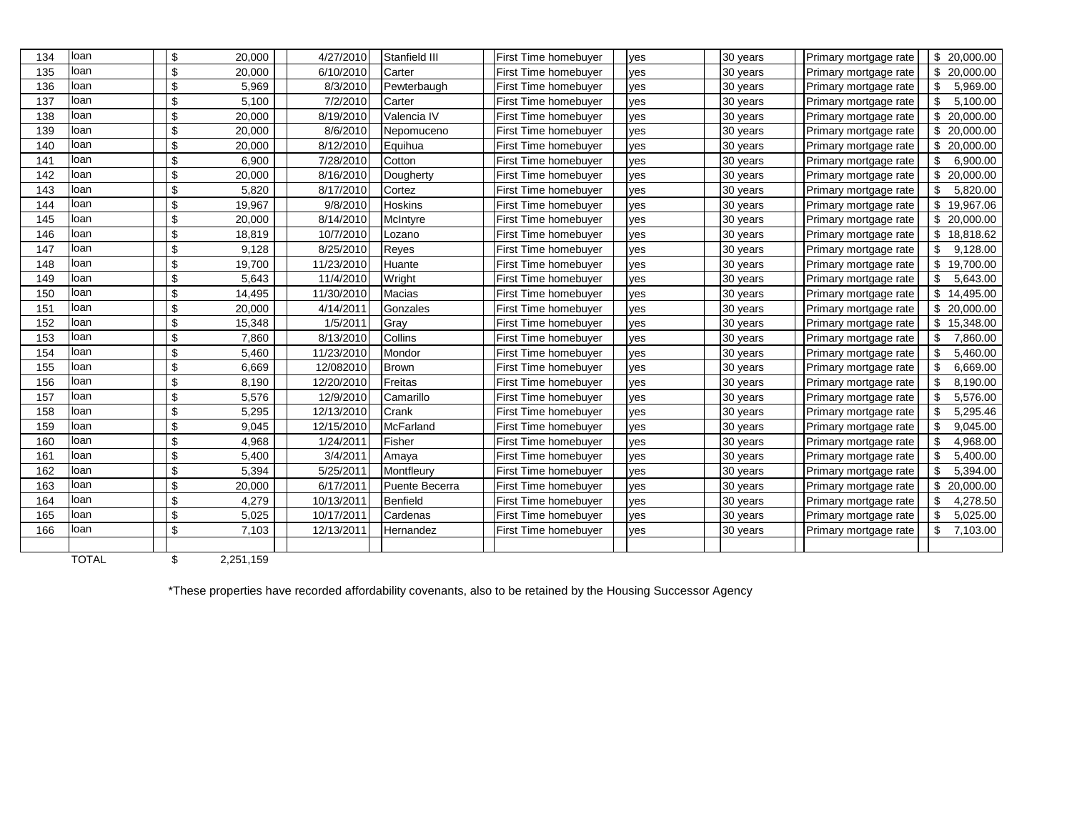| | | | | | | | | | | | | | | |
|---|---|---|---|---|---|---|---|---|---|---|---|---|---|---|
| 134 | loan | | $ | 20,000 | | 4/27/2010 | Stanfield III | | First Time homebuyer | yes | | 30 years | Primary mortgage rate | $ 20,000.00 |
| 135 | loan | | $ | 20,000 | | 6/10/2010 | Carter | | First Time homebuyer | yes | | 30 years | Primary mortgage rate | $ 20,000.00 |
| 136 | loan | | $ | 5,969 | | 8/3/2010 | Pewterbaugh | | First Time homebuyer | yes | | 30 years | Primary mortgage rate | $ 5,969.00 |
| 137 | loan | | $ | 5,100 | | 7/2/2010 | Carter | | First Time homebuyer | yes | | 30 years | Primary mortgage rate | $ 5,100.00 |
| 138 | loan | | $ | 20,000 | | 8/19/2010 | Valencia IV | | First Time homebuyer | yes | | 30 years | Primary mortgage rate | $ 20,000.00 |
| 139 | loan | | $ | 20,000 | | 8/6/2010 | Nepomuceno | | First Time homebuyer | yes | | 30 years | Primary mortgage rate | $ 20,000.00 |
| 140 | loan | | $ | 20,000 | | 8/12/2010 | Equihua | | First Time homebuyer | yes | | 30 years | Primary mortgage rate | $ 20,000.00 |
| 141 | loan | | $ | 6,900 | | 7/28/2010 | Cotton | | First Time homebuyer | yes | | 30 years | Primary mortgage rate | $ 6,900.00 |
| 142 | loan | | $ | 20,000 | | 8/16/2010 | Dougherty | | First Time homebuyer | yes | | 30 years | Primary mortgage rate | $ 20,000.00 |
| 143 | loan | | $ | 5,820 | | 8/17/2010 | Cortez | | First Time homebuyer | yes | | 30 years | Primary mortgage rate | $ 5,820.00 |
| 144 | loan | | $ | 19,967 | | 9/8/2010 | Hoskins | | First Time homebuyer | yes | | 30 years | Primary mortgage rate | $ 19,967.06 |
| 145 | loan | | $ | 20,000 | | 8/14/2010 | McIntyre | | First Time homebuyer | yes | | 30 years | Primary mortgage rate | $ 20,000.00 |
| 146 | loan | | $ | 18,819 | | 10/7/2010 | Lozano | | First Time homebuyer | yes | | 30 years | Primary mortgage rate | $ 18,818.62 |
| 147 | loan | | $ | 9,128 | | 8/25/2010 | Reyes | | First Time homebuyer | yes | | 30 years | Primary mortgage rate | $ 9,128.00 |
| 148 | loan | | $ | 19,700 | | 11/23/2010 | Huante | | First Time homebuyer | yes | | 30 years | Primary mortgage rate | $ 19,700.00 |
| 149 | loan | | $ | 5,643 | | 11/4/2010 | Wright | | First Time homebuyer | yes | | 30 years | Primary mortgage rate | $ 5,643.00 |
| 150 | loan | | $ | 14,495 | | 11/30/2010 | Macias | | First Time homebuyer | yes | | 30 years | Primary mortgage rate | $ 14,495.00 |
| 151 | loan | | $ | 20,000 | | 4/14/2011 | Gonzales | | First Time homebuyer | yes | | 30 years | Primary mortgage rate | $ 20,000.00 |
| 152 | loan | | $ | 15,348 | | 1/5/2011 | Gray | | First Time homebuyer | yes | | 30 years | Primary mortgage rate | $ 15,348.00 |
| 153 | loan | | $ | 7,860 | | 8/13/2010 | Collins | | First Time homebuyer | yes | | 30 years | Primary mortgage rate | $ 7,860.00 |
| 154 | loan | | $ | 5,460 | | 11/23/2010 | Mondor | | First Time homebuyer | yes | | 30 years | Primary mortgage rate | $ 5,460.00 |
| 155 | loan | | $ | 6,669 | | 12/082010 | Brown | | First Time homebuyer | yes | | 30 years | Primary mortgage rate | $ 6,669.00 |
| 156 | loan | | $ | 8,190 | | 12/20/2010 | Freitas | | First Time homebuyer | yes | | 30 years | Primary mortgage rate | $ 8,190.00 |
| 157 | loan | | $ | 5,576 | | 12/9/2010 | Camarillo | | First Time homebuyer | yes | | 30 years | Primary mortgage rate | $ 5,576.00 |
| 158 | loan | | $ | 5,295 | | 12/13/2010 | Crank | | First Time homebuyer | yes | | 30 years | Primary mortgage rate | $ 5,295.46 |
| 159 | loan | | $ | 9,045 | | 12/15/2010 | McFarland | | First Time homebuyer | yes | | 30 years | Primary mortgage rate | $ 9,045.00 |
| 160 | loan | | $ | 4,968 | | 1/24/2011 | Fisher | | First Time homebuyer | yes | | 30 years | Primary mortgage rate | $ 4,968.00 |
| 161 | loan | | $ | 5,400 | | 3/4/2011 | Amaya | | First Time homebuyer | yes | | 30 years | Primary mortgage rate | $ 5,400.00 |
| 162 | loan | | $ | 5,394 | | 5/25/2011 | Montfleury | | First Time homebuyer | yes | | 30 years | Primary mortgage rate | $ 5,394.00 |
| 163 | loan | | $ | 20,000 | | 6/17/2011 | Puente Becerra | | First Time homebuyer | yes | | 30 years | Primary mortgage rate | $ 20,000.00 |
| 164 | loan | | $ | 4,279 | | 10/13/2011 | Benfield | | First Time homebuyer | yes | | 30 years | Primary mortgage rate | $ 4,278.50 |
| 165 | loan | | $ | 5,025 | | 10/17/2011 | Cardenas | | First Time homebuyer | yes | | 30 years | Primary mortgage rate | $ 5,025.00 |
| 166 | loan | | $ | 7,103 | | 12/13/2011 | Hernandez | | First Time homebuyer | yes | | 30 years | Primary mortgage rate | $ 7,103.00 |
| | | | | | | | | | | | | | | |
| | TOTAL | | $ | 2,251,159 | | | | | | | | | | |

*These properties have recorded affordability covenants, also to be retained by the Housing Successor Agency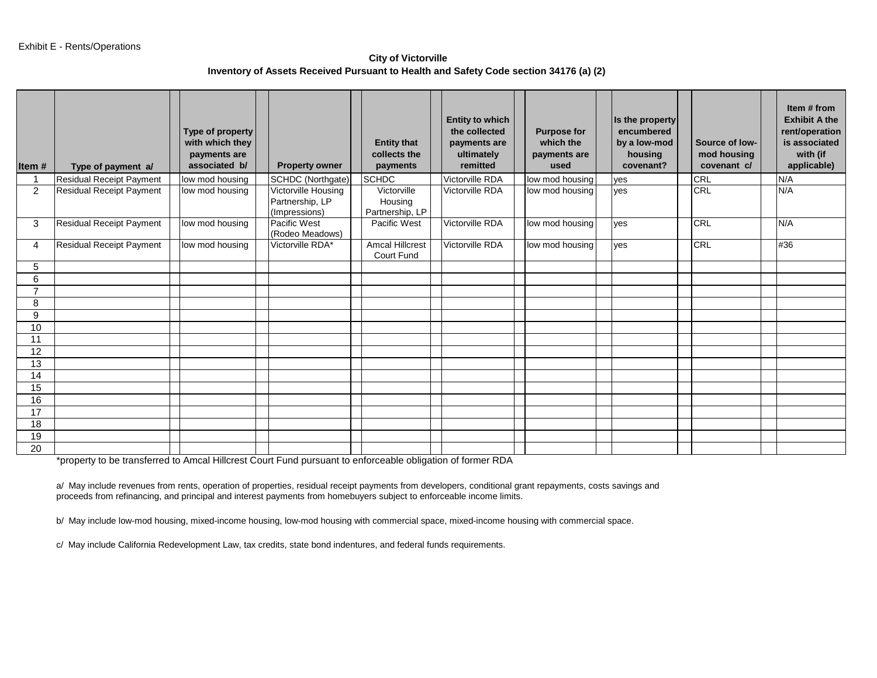Exhibit E - Rents/Operations

**City of Victorville**
**Inventory of Assets Received Pursuant to Health and Safety Code section 34176 (a) (2)**

| Item # | Type of payment a/ | Type of property with which they payments are associated b/ | Property owner | Entity that collects the payments | Entity to which the collected payments are ultimately remitted | Purpose for which the payments are used | Is the property encumbered by a low-mod housing covenant? | Source of low-mod housing covenant c/ | Item # from Exhibit A the rent/operation is associated with (if applicable) |
|---|---|---|---|---|---|---|---|---|---|
| 1 | Residual Receipt Payment | low mod housing | SCHDC (Northgate) | SCHDC | Victorville RDA | low mod housing | yes | CRL | N/A |
| 2 | Residual Receipt Payment | low mod housing | Victorville Housing Partnership, LP (Impressions) | Victorville Housing Partnership, LP | Victorville RDA | low mod housing | yes | CRL | N/A |
| 3 | Residual Receipt Payment | low mod housing | Pacific West (Rodeo Meadows) | Pacific West | Victorville RDA | low mod housing | yes | CRL | N/A |
| 4 | Residual Receipt Payment | low mod housing | Victorville RDA* | Amcal Hillcrest Court Fund | Victorville RDA | low mod housing | yes | CRL | #36 |
| 5 | | | | | | | | | |
| 6 | | | | | | | | | |
| 7 | | | | | | | | | |
| 8 | | | | | | | | | |
| 9 | | | | | | | | | |
| 10 | | | | | | | | | |
| 11 | | | | | | | | | |
| 12 | | | | | | | | | |
| 13 | | | | | | | | | |
| 14 | | | | | | | | | |
| 15 | | | | | | | | | |
| 16 | | | | | | | | | |
| 17 | | | | | | | | | |
| 18 | | | | | | | | | |
| 19 | | | | | | | | | |
| 20 | | | | | | | | | |

*property to be transferred to Amcal Hillcrest Court Fund pursuant to enforceable obligation of former RDA

a/ May include revenues from rents, operation of properties, residual receipt payments from developers, conditional grant repayments, costs savings and proceeds from refinancing, and principal and interest payments from homebuyers subject to enforceable income limits.

b/ May include low-mod housing, mixed-income housing, low-mod housing with commercial space, mixed-income housing with commercial space.

c/ May include California Redevelopment Law, tax credits, state bond indentures, and federal funds requirements.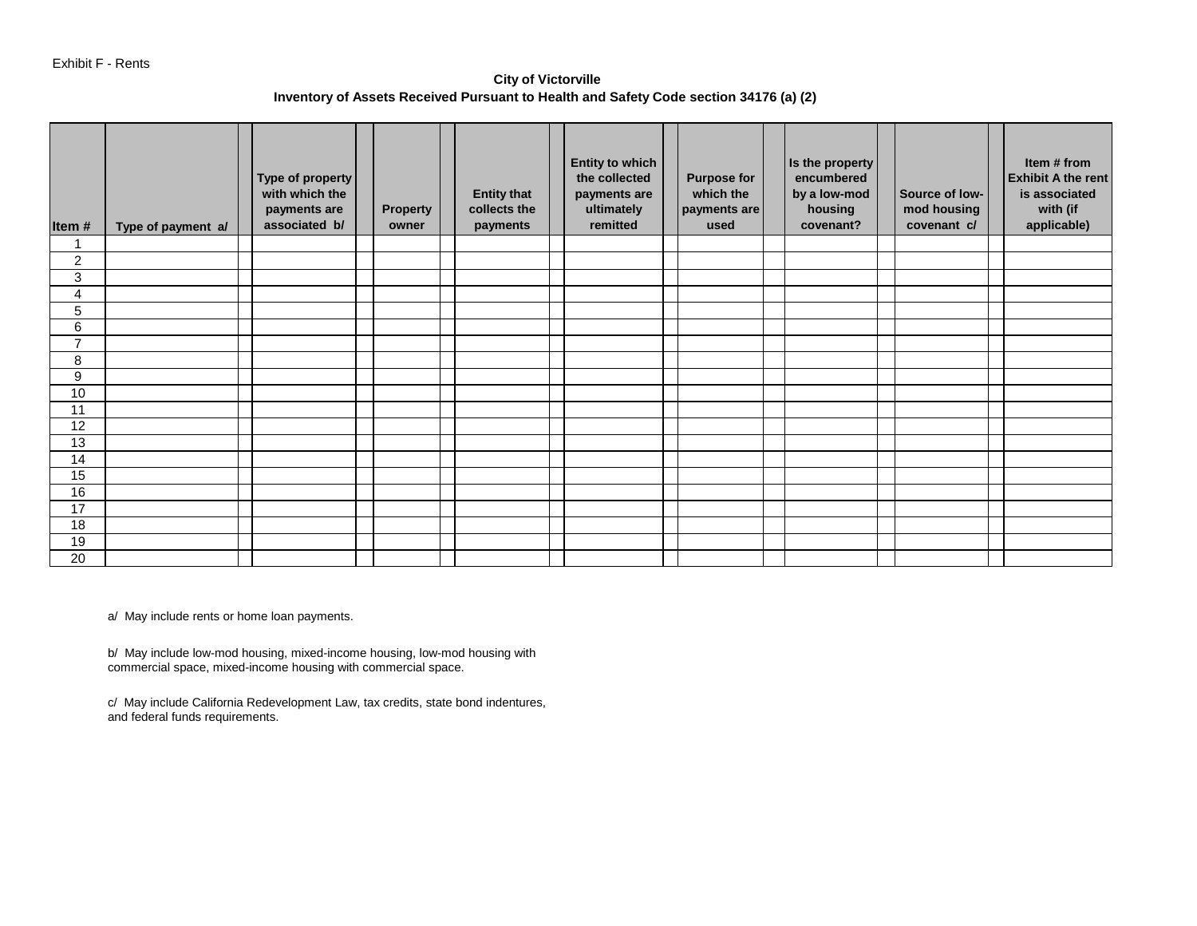Exhibit F - Rents

**City of Victorville**
**Inventory of Assets Received Pursuant to Health and Safety Code section 34176 (a) (2)**

| Item # | Type of payment a/ | Type of property with which the payments are associated b/ | Property owner | Entity that collects the payments | Entity to which the collected payments are ultimately remitted | Purpose for which the payments are used | Is the property encumbered by a low-mod housing covenant? | Source of low-mod housing covenant c/ | Item # from Exhibit A the rent is associated with (if applicable) |
|---|---|---|---|---|---|---|---|---|---|
| 1 | | | | | | | | | |
| 2 | | | | | | | | | |
| 3 | | | | | | | | | |
| 4 | | | | | | | | | |
| 5 | | | | | | | | | |
| 6 | | | | | | | | | |
| 7 | | | | | | | | | |
| 8 | | | | | | | | | |
| 9 | | | | | | | | | |
| 10 | | | | | | | | | |
| 11 | | | | | | | | | |
| 12 | | | | | | | | | |
| 13 | | | | | | | | | |
| 14 | | | | | | | | | |
| 15 | | | | | | | | | |
| 16 | | | | | | | | | |
| 17 | | | | | | | | | |
| 18 | | | | | | | | | |
| 19 | | | | | | | | | |
| 20 | | | | | | | | | |

a/ May include rents or home loan payments.

b/ May include low-mod housing, mixed-income housing, low-mod housing with commercial space, mixed-income housing with commercial space.

c/ May include California Redevelopment Law, tax credits, state bond indentures, and federal funds requirements.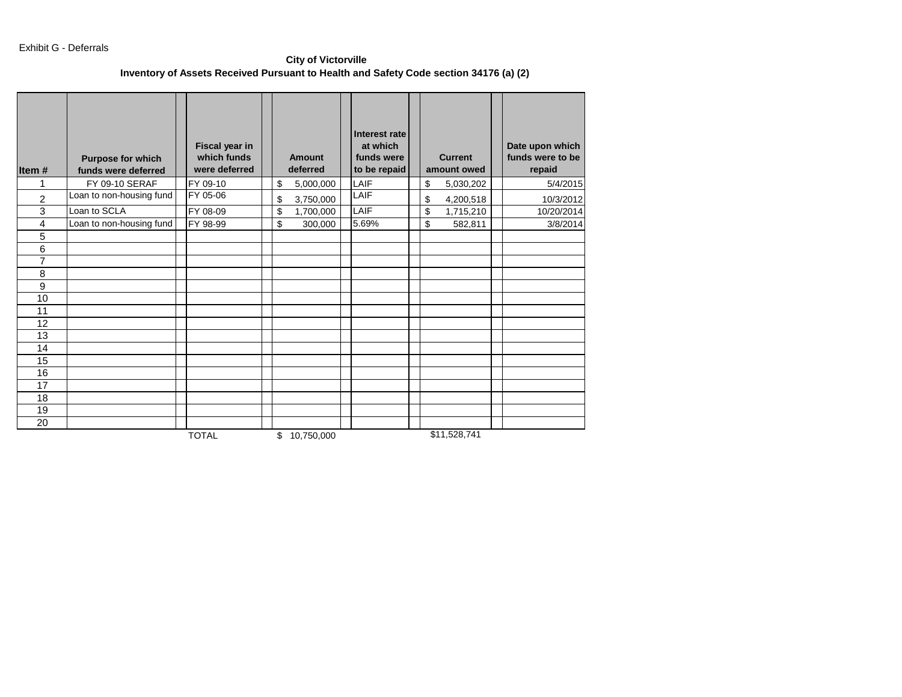Exhibit G - Deferrals

**City of Victorville**

**Inventory of Assets Received Pursuant to Health and Safety Code section 34176 (a) (2)**

| Item # | Purpose for which funds were deferred | Fiscal year in which funds were deferred | Amount deferred | Interest rate at which funds were to be repaid | Current amount owed | Date upon which funds were to be repaid |
|---|---|---|---|---|---|---|
| 1 | FY 09-10 SERAF | FY 09-10 | $ 5,000,000 | LAIF | $ 5,030,202 | 5/4/2015 |
| 2 | Loan to non-housing fund | FY 05-06 | $ 3,750,000 | LAIF | $ 4,200,518 | 10/3/2012 |
| 3 | Loan to SCLA | FY 08-09 | $ 1,700,000 | LAIF | $ 1,715,210 | 10/20/2014 |
| 4 | Loan to non-housing fund | FY 98-99 | $ 300,000 | 5.69% | $ 582,811 | 3/8/2014 |
| 5 | | | | | | |
| 6 | | | | | | |
| 7 | | | | | | |
| 8 | | | | | | |
| 9 | | | | | | |
| 10 | | | | | | |
| 11 | | | | | | |
| 12 | | | | | | |
| 13 | | | | | | |
| 14 | | | | | | |
| 15 | | | | | | |
| 16 | | | | | | |
| 17 | | | | | | |
| 18 | | | | | | |
| 19 | | | | | | |
| 20 | | | | | | |
| | | TOTAL | $ 10,750,000 | | $11,528,741 | |